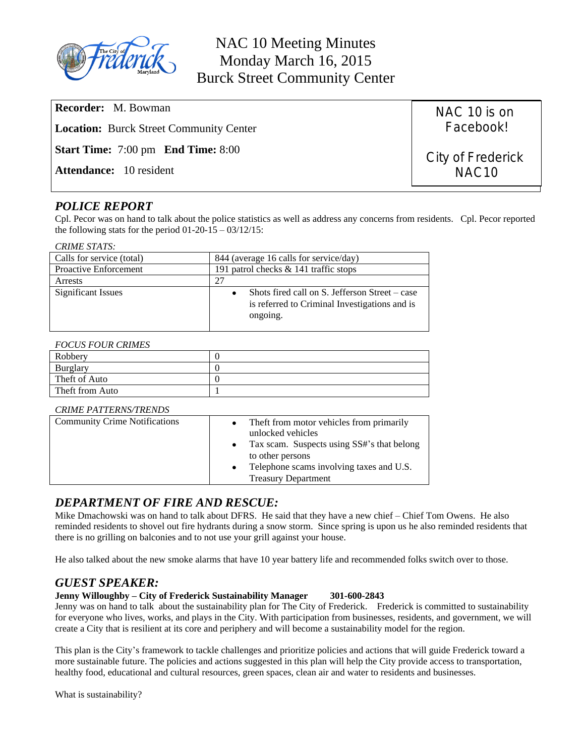# NAC 10 Meeting Minutes
## Monday March 16, 2015
## Burck Street Community Center

**Recorder:** M. Bowman

**Location:** Burck Street Community Center

**Start Time:** 7:00 pm **End Time:** 8:00

**Attendance:** 10 resident

NAC 10 is on Facebook!

City of Frederick NAC10

## *POLICE REPORT*

Cpl. Pecor was on hand to talk about the police statistics as well as address any concerns from residents. Cpl. Pecor reported the following stats for the period 01-20-15 – 03/12/15:

*CRIME STATS:*

| | |
|---|---|
| Calls for service (total) | 844 (average 16 calls for service/day) |
| Proactive Enforcement | 191 patrol checks & 141 traffic stops |
| Arrests | 27 |
| Significant Issues | • Shots fired call on S. Jefferson Street – case is referred to Criminal Investigations and is ongoing. |

*FOCUS FOUR CRIMES*

| | |
|---|---|
| Robbery | 0 |
| Burglary | 0 |
| Theft of Auto | 0 |
| Theft from Auto | 1 |

*CRIME PATTERNS/TRENDS*

| | |
|---|---|
| Community Crime Notifications | • Theft from motor vehicles from primarily unlocked vehicles<br>• Tax scam. Suspects using SS#'s that belong to other persons<br>• Telephone scams involving taxes and U.S. Treasury Department |

## *DEPARTMENT OF FIRE AND RESCUE:*

Mike Dmachowski was on hand to talk about DFRS. He said that they have a new chief – Chief Tom Owens. He also reminded residents to shovel out fire hydrants during a snow storm. Since spring is upon us he also reminded residents that there is no grilling on balconies and to not use your grill against your house.

He also talked about the new smoke alarms that have 10 year battery life and recommended folks switch over to those.

## *GUEST SPEAKER:*

**Jenny Willoughby – City of Frederick Sustainability Manager 301-600-2843**

Jenny was on hand to talk about the sustainability plan for The City of Frederick. Frederick is committed to sustainability for everyone who lives, works, and plays in the City. With participation from businesses, residents, and government, we will create a City that is resilient at its core and periphery and will become a sustainability model for the region.

This plan is the City's framework to tackle challenges and prioritize policies and actions that will guide Frederick toward a more sustainable future. The policies and actions suggested in this plan will help the City provide access to transportation, healthy food, educational and cultural resources, green spaces, clean air and water to residents and businesses.

What is sustainability?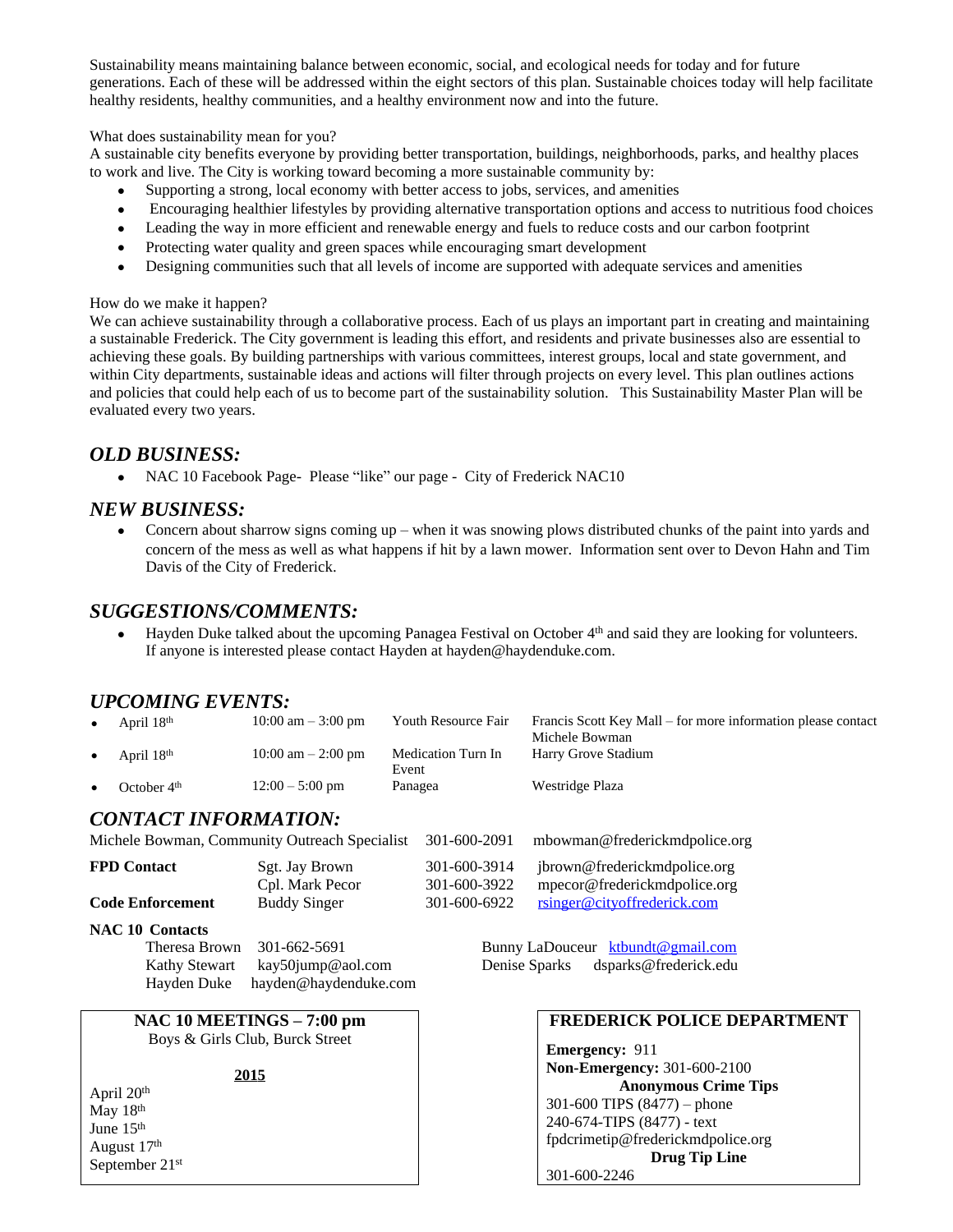Sustainability means maintaining balance between economic, social, and ecological needs for today and for future generations. Each of these will be addressed within the eight sectors of this plan. Sustainable choices today will help facilitate healthy residents, healthy communities, and a healthy environment now and into the future.

What does sustainability mean for you?
A sustainable city benefits everyone by providing better transportation, buildings, neighborhoods, parks, and healthy places to work and live. The City is working toward becoming a more sustainable community by:

- Supporting a strong, local economy with better access to jobs, services, and amenities
- Encouraging healthier lifestyles by providing alternative transportation options and access to nutritious food choices
- Leading the way in more efficient and renewable energy and fuels to reduce costs and our carbon footprint
- Protecting water quality and green spaces while encouraging smart development
- Designing communities such that all levels of income are supported with adequate services and amenities

How do we make it happen?
We can achieve sustainability through a collaborative process. Each of us plays an important part in creating and maintaining a sustainable Frederick. The City government is leading this effort, and residents and private businesses also are essential to achieving these goals. By building partnerships with various committees, interest groups, local and state government, and within City departments, sustainable ideas and actions will filter through projects on every level. This plan outlines actions and policies that could help each of us to become part of the sustainability solution. This Sustainability Master Plan will be evaluated every two years.

## *OLD BUSINESS:*

- NAC 10 Facebook Page- Please "like" our page - City of Frederick NAC10

## *NEW BUSINESS:*

- Concern about sharrow signs coming up – when it was snowing plows distributed chunks of the paint into yards and concern of the mess as well as what happens if hit by a lawn mower. Information sent over to Devon Hahn and Tim Davis of the City of Frederick.

## *SUGGESTIONS/COMMENTS:*

- Hayden Duke talked about the upcoming Panagea Festival on October 4th and said they are looking for volunteers. If anyone is interested please contact Hayden at hayden@haydenduke.com.

## *UPCOMING EVENTS:*

| Date | Time | Event | Location |
|---|---|---|---|
| April 18th | 10:00 am – 3:00 pm | Youth Resource Fair | Francis Scott Key Mall – for more information please contact Michele Bowman |
| April 18th | 10:00 am – 2:00 pm | Medication Turn In Event | Harry Grove Stadium |
| October 4th | 12:00 – 5:00 pm | Panagea | Westridge Plaza |

## *CONTACT INFORMATION:*

Michele Bowman, Community Outreach Specialist 301-600-2091 mbowman@frederickmdpolice.org

| | | | |
|---|---|---|---|
| **FPD Contact** | Sgt. Jay Brown | 301-600-3914 | jbrown@frederickmdpolice.org |
| | Cpl. Mark Pecor | 301-600-3922 | mpecor@frederickmdpolice.org |
| **Code Enforcement** | Buddy Singer | 301-600-6922 | rsinger@cityoffrederick.com |

**NAC 10 Contacts**

Theresa Brown 301-662-5691
Kathy Stewart kay50jump@aol.com
Hayden Duke hayden@haydenduke.com
Bunny LaDouceur ktbundt@gmail.com
Denise Sparks dsparks@frederick.edu

**NAC 10 MEETINGS – 7:00 pm**
Boys & Girls Club, Burck Street

**2015**

April 20th
May 18th
June 15th
August 17th
September 21st

**FREDERICK POLICE DEPARTMENT**

**Emergency:** 911
**Non-Emergency:** 301-600-2100

**Anonymous Crime Tips**
301-600 TIPS (8477) – phone
240-674-TIPS (8477) - text
fpdcrimetip@frederickmdpolice.org

**Drug Tip Line**
301-600-2246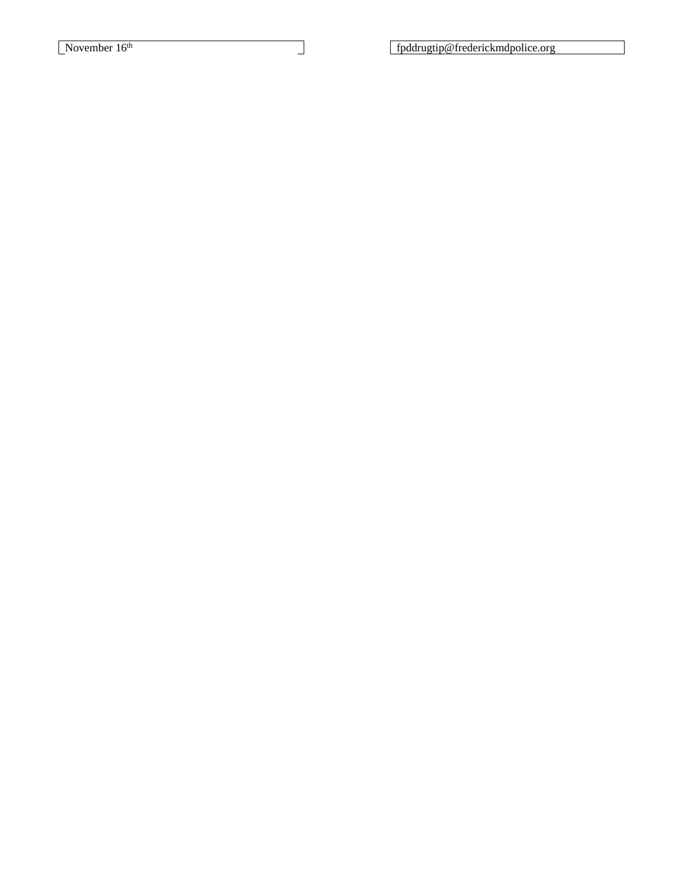November 16th

fpddrugtip@frederickmdpolice.org